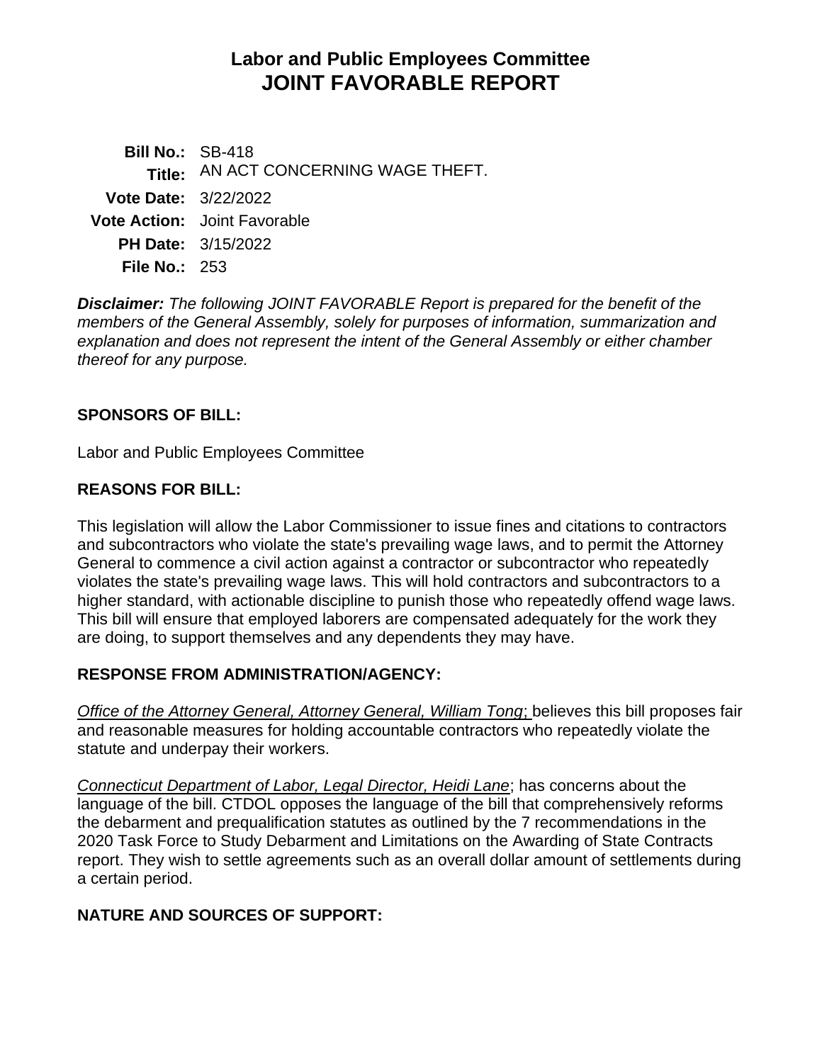# Labor and Public Employees Committee
# JOINT FAVORABLE REPORT

**Bill No.:** SB-418
**Title:** AN ACT CONCERNING WAGE THEFT.
**Vote Date:** 3/22/2022
**Vote Action:** Joint Favorable
**PH Date:** 3/15/2022
**File No.:** 253

***Disclaimer:*** *The following JOINT FAVORABLE Report is prepared for the benefit of the members of the General Assembly, solely for purposes of information, summarization and explanation and does not represent the intent of the General Assembly or either chamber thereof for any purpose.*

## SPONSORS OF BILL:

Labor and Public Employees Committee

## REASONS FOR BILL:

This legislation will allow the Labor Commissioner to issue fines and citations to contractors and subcontractors who violate the state's prevailing wage laws, and to permit the Attorney General to commence a civil action against a contractor or subcontractor who repeatedly violates the state's prevailing wage laws. This will hold contractors and subcontractors to a higher standard, with actionable discipline to punish those who repeatedly offend wage laws. This bill will ensure that employed laborers are compensated adequately for the work they are doing, to support themselves and any dependents they may have.

## RESPONSE FROM ADMINISTRATION/AGENCY:

*Office of the Attorney General, Attorney General, William Tong*; believes this bill proposes fair and reasonable measures for holding accountable contractors who repeatedly violate the statute and underpay their workers.

*Connecticut Department of Labor, Legal Director, Heidi Lane*; has concerns about the language of the bill. CTDOL opposes the language of the bill that comprehensively reforms the debarment and prequalification statutes as outlined by the 7 recommendations in the 2020 Task Force to Study Debarment and Limitations on the Awarding of State Contracts report. They wish to settle agreements such as an overall dollar amount of settlements during a certain period.

## NATURE AND SOURCES OF SUPPORT: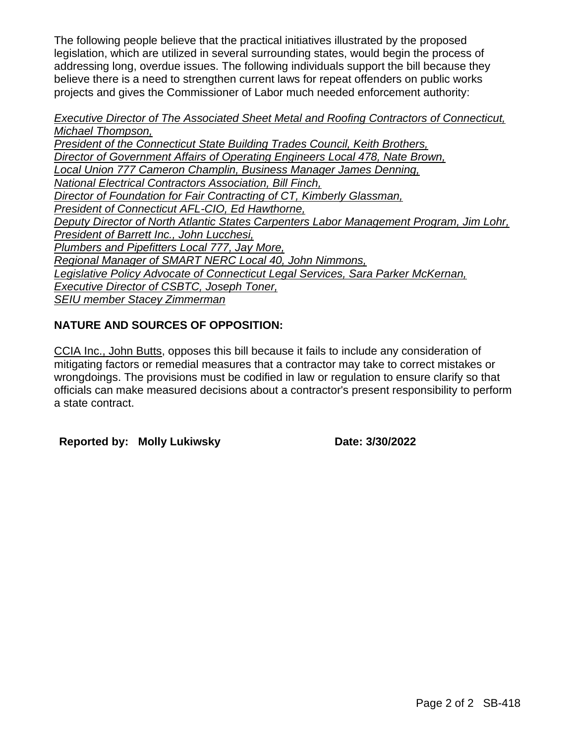The following people believe that the practical initiatives illustrated by the proposed legislation, which are utilized in several surrounding states, would begin the process of addressing long, overdue issues. The following individuals support the bill because they believe there is a need to strengthen current laws for repeat offenders on public works projects and gives the Commissioner of Labor much needed enforcement authority:

*Executive Director of The Associated Sheet Metal and Roofing Contractors of Connecticut, Michael Thompson,*
*President of the Connecticut State Building Trades Council, Keith Brothers,*
*Director of Government Affairs of Operating Engineers Local 478, Nate Brown,*
*Local Union 777 Cameron Champlin, Business Manager James Denning,*
*National Electrical Contractors Association, Bill Finch,*
*Director of Foundation for Fair Contracting of CT, Kimberly Glassman,*
*President of Connecticut AFL-CIO, Ed Hawthorne,*
*Deputy Director of North Atlantic States Carpenters Labor Management Program, Jim Lohr,*
*President of Barrett Inc., John Lucchesi,*
*Plumbers and Pipefitters Local 777, Jay More,*
*Regional Manager of SMART NERC Local 40, John Nimmons,*
*Legislative Policy Advocate of Connecticut Legal Services, Sara Parker McKernan,*
*Executive Director of CSBTC, Joseph Toner,*
*SEIU member Stacey Zimmerman*

**NATURE AND SOURCES OF OPPOSITION:**

CCIA Inc., John Butts, opposes this bill because it fails to include any consideration of mitigating factors or remedial measures that a contractor may take to correct mistakes or wrongdoings. The provisions must be codified in law or regulation to ensure clarify so that officials can make measured decisions about a contractor's present responsibility to perform a state contract.

**Reported by: Molly Lukiwsky** **Date: 3/30/2022**